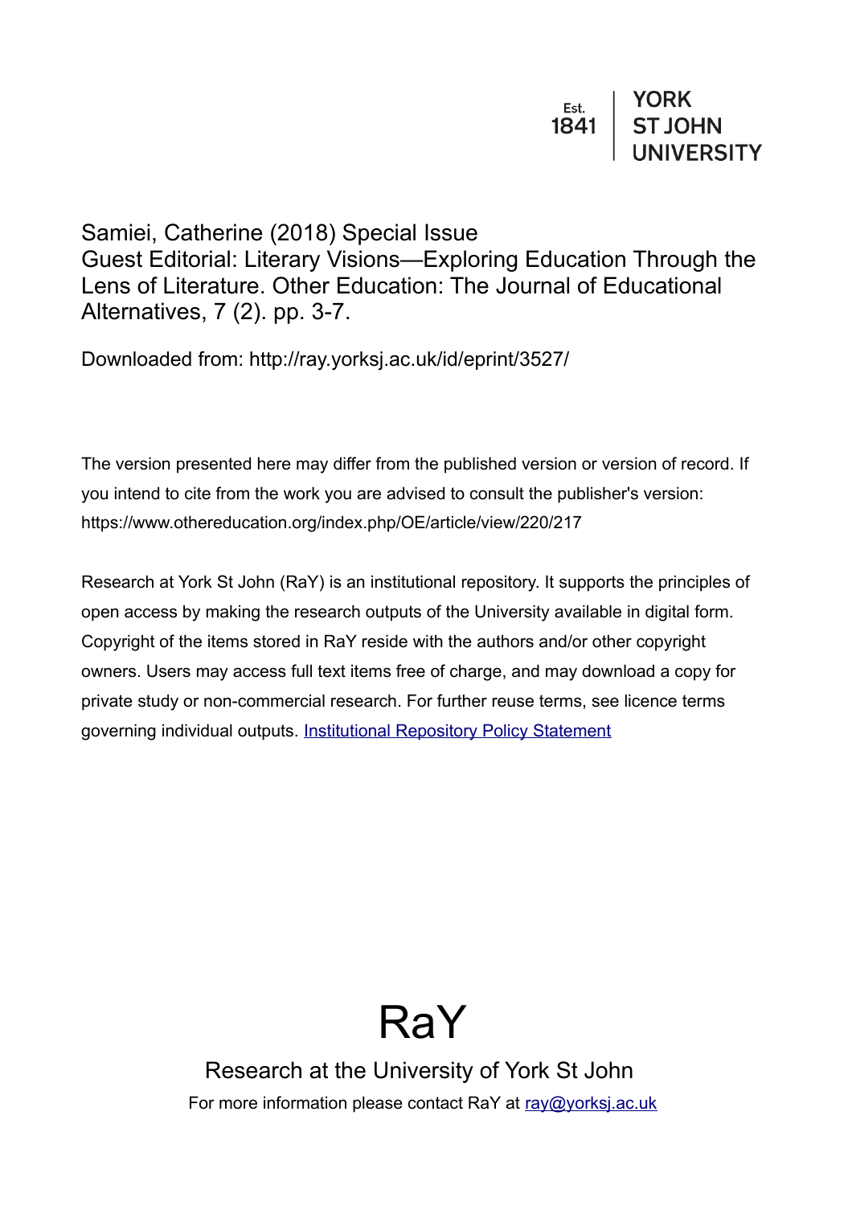Est. 1841 | YORK ST JOHN UNIVERSITY

Samiei, Catherine (2018) Special Issue Guest Editorial: Literary Visions—Exploring Education Through the Lens of Literature. Other Education: The Journal of Educational Alternatives, 7 (2). pp. 3-7.

Downloaded from: http://ray.yorksj.ac.uk/id/eprint/3527/

The version presented here may differ from the published version or version of record. If you intend to cite from the work you are advised to consult the publisher's version: https://www.othereducation.org/index.php/OE/article/view/220/217

Research at York St John (RaY) is an institutional repository. It supports the principles of open access by making the research outputs of the University available in digital form. Copyright of the items stored in RaY reside with the authors and/or other copyright owners. Users may access full text items free of charge, and may download a copy for private study or non-commercial research. For further reuse terms, see licence terms governing individual outputs. [Institutional Repository Policy Statement]

# RaY

Research at the University of York St John

For more information please contact RaY at ray@yorksj.ac.uk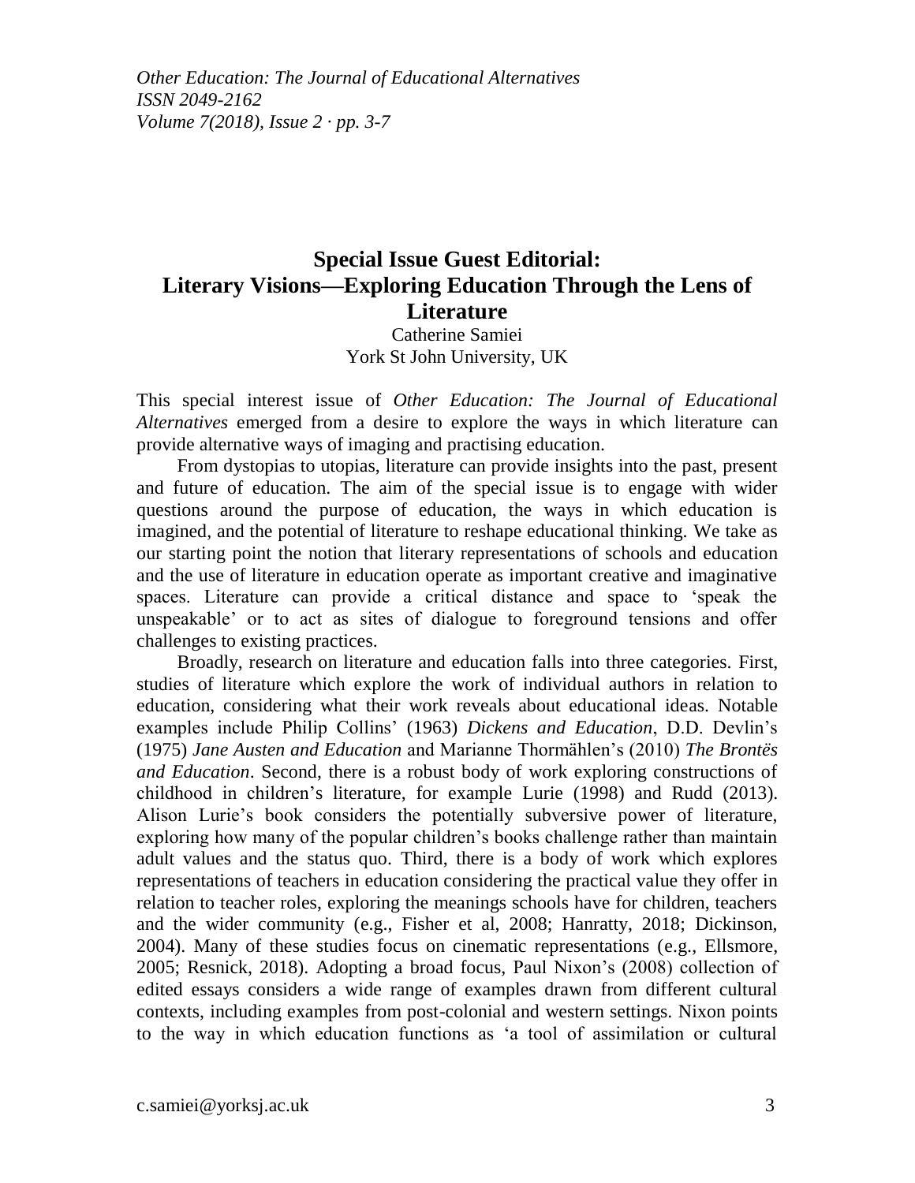# Special Issue Guest Editorial: Literary Visions—Exploring Education Through the Lens of Literature

Catherine Samiei
York St John University, UK

This special interest issue of *Other Education: The Journal of Educational Alternatives* emerged from a desire to explore the ways in which literature can provide alternative ways of imaging and practising education.

From dystopias to utopias, literature can provide insights into the past, present and future of education. The aim of the special issue is to engage with wider questions around the purpose of education, the ways in which education is imagined, and the potential of literature to reshape educational thinking. We take as our starting point the notion that literary representations of schools and education and the use of literature in education operate as important creative and imaginative spaces. Literature can provide a critical distance and space to 'speak the unspeakable' or to act as sites of dialogue to foreground tensions and offer challenges to existing practices.

Broadly, research on literature and education falls into three categories. First, studies of literature which explore the work of individual authors in relation to education, considering what their work reveals about educational ideas. Notable examples include Philip Collins' (1963) *Dickens and Education*, D.D. Devlin's (1975) *Jane Austen and Education* and Marianne Thormählen's (2010) *The Brontës and Education*. Second, there is a robust body of work exploring constructions of childhood in children's literature, for example Lurie (1998) and Rudd (2013). Alison Lurie's book considers the potentially subversive power of literature, exploring how many of the popular children's books challenge rather than maintain adult values and the status quo. Third, there is a body of work which explores representations of teachers in education considering the practical value they offer in relation to teacher roles, exploring the meanings schools have for children, teachers and the wider community (e.g., Fisher et al, 2008; Hanratty, 2018; Dickinson, 2004). Many of these studies focus on cinematic representations (e.g., Ellsmore, 2005; Resnick, 2018). Adopting a broad focus, Paul Nixon's (2008) collection of edited essays considers a wide range of examples drawn from different cultural contexts, including examples from post-colonial and western settings. Nixon points to the way in which education functions as 'a tool of assimilation or cultural

c.samiei@yorksj.ac.uk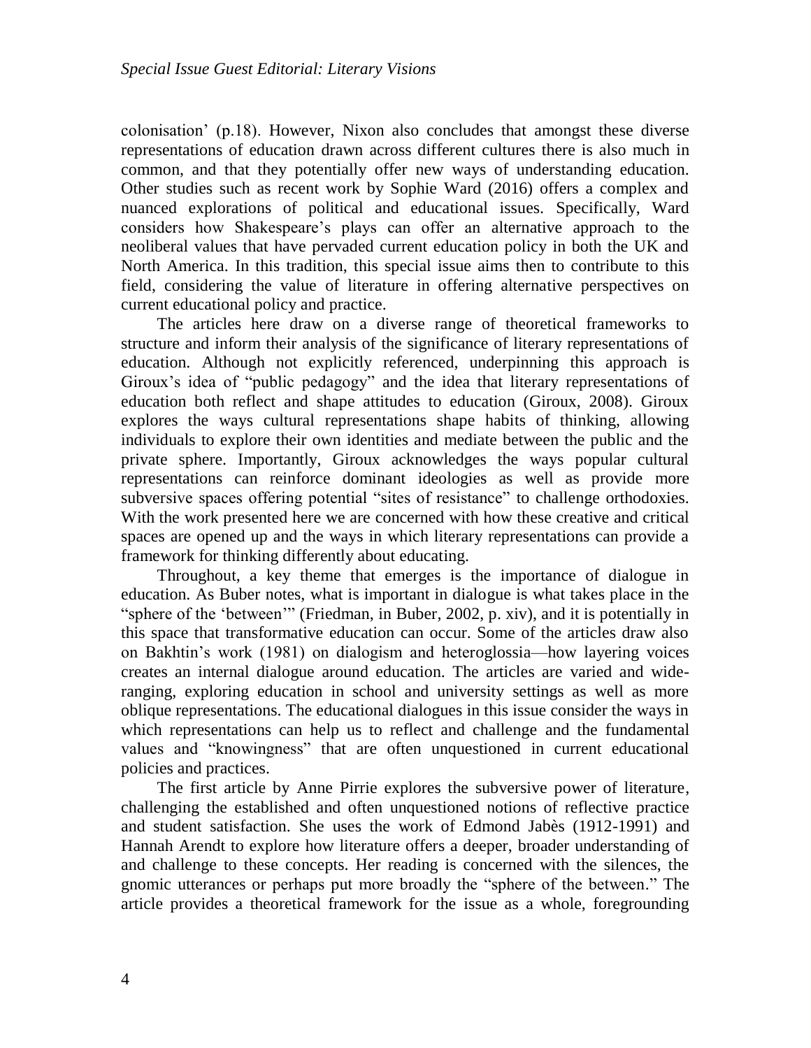colonisation' (p.18). However, Nixon also concludes that amongst these diverse representations of education drawn across different cultures there is also much in common, and that they potentially offer new ways of understanding education. Other studies such as recent work by Sophie Ward (2016) offers a complex and nuanced explorations of political and educational issues. Specifically, Ward considers how Shakespeare's plays can offer an alternative approach to the neoliberal values that have pervaded current education policy in both the UK and North America. In this tradition, this special issue aims then to contribute to this field, considering the value of literature in offering alternative perspectives on current educational policy and practice.

The articles here draw on a diverse range of theoretical frameworks to structure and inform their analysis of the significance of literary representations of education. Although not explicitly referenced, underpinning this approach is Giroux's idea of "public pedagogy" and the idea that literary representations of education both reflect and shape attitudes to education (Giroux, 2008). Giroux explores the ways cultural representations shape habits of thinking, allowing individuals to explore their own identities and mediate between the public and the private sphere. Importantly, Giroux acknowledges the ways popular cultural representations can reinforce dominant ideologies as well as provide more subversive spaces offering potential "sites of resistance" to challenge orthodoxies. With the work presented here we are concerned with how these creative and critical spaces are opened up and the ways in which literary representations can provide a framework for thinking differently about educating.

Throughout, a key theme that emerges is the importance of dialogue in education. As Buber notes, what is important in dialogue is what takes place in the "sphere of the 'between'" (Friedman, in Buber, 2002, p. xiv), and it is potentially in this space that transformative education can occur. Some of the articles draw also on Bakhtin's work (1981) on dialogism and heteroglossia—how layering voices creates an internal dialogue around education. The articles are varied and wide-ranging, exploring education in school and university settings as well as more oblique representations. The educational dialogues in this issue consider the ways in which representations can help us to reflect and challenge and the fundamental values and "knowingness" that are often unquestioned in current educational policies and practices.

The first article by Anne Pirrie explores the subversive power of literature, challenging the established and often unquestioned notions of reflective practice and student satisfaction. She uses the work of Edmond Jabès (1912-1991) and Hannah Arendt to explore how literature offers a deeper, broader understanding of and challenge to these concepts. Her reading is concerned with the silences, the gnomic utterances or perhaps put more broadly the "sphere of the between." The article provides a theoretical framework for the issue as a whole, foregrounding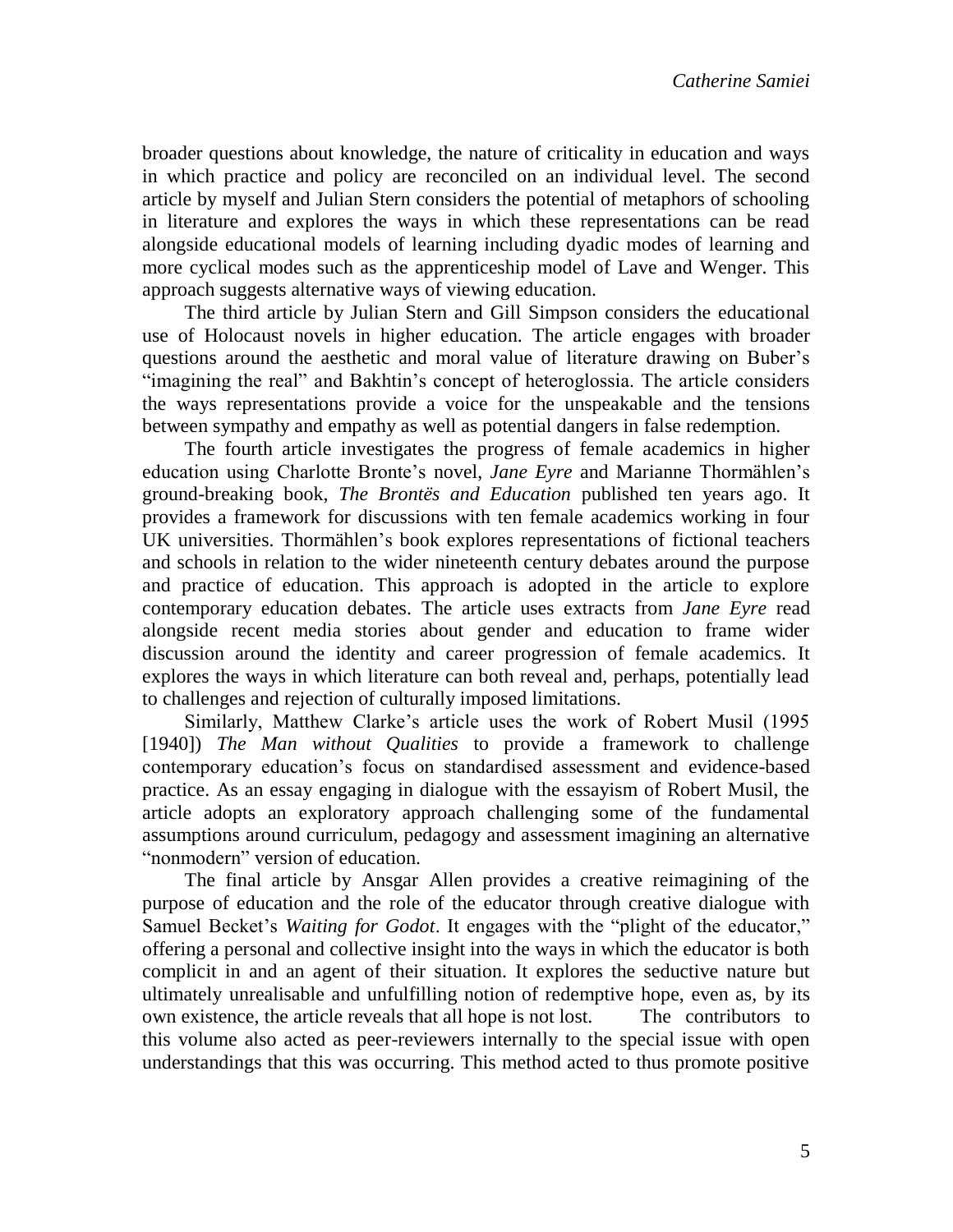broader questions about knowledge, the nature of criticality in education and ways in which practice and policy are reconciled on an individual level. The second article by myself and Julian Stern considers the potential of metaphors of schooling in literature and explores the ways in which these representations can be read alongside educational models of learning including dyadic modes of learning and more cyclical modes such as the apprenticeship model of Lave and Wenger. This approach suggests alternative ways of viewing education.

The third article by Julian Stern and Gill Simpson considers the educational use of Holocaust novels in higher education. The article engages with broader questions around the aesthetic and moral value of literature drawing on Buber's "imagining the real" and Bakhtin's concept of heteroglossia. The article considers the ways representations provide a voice for the unspeakable and the tensions between sympathy and empathy as well as potential dangers in false redemption.

The fourth article investigates the progress of female academics in higher education using Charlotte Bronte's novel, *Jane Eyre* and Marianne Thormählen's ground-breaking book, *The Brontës and Education* published ten years ago. It provides a framework for discussions with ten female academics working in four UK universities. Thormählen's book explores representations of fictional teachers and schools in relation to the wider nineteenth century debates around the purpose and practice of education. This approach is adopted in the article to explore contemporary education debates. The article uses extracts from *Jane Eyre* read alongside recent media stories about gender and education to frame wider discussion around the identity and career progression of female academics. It explores the ways in which literature can both reveal and, perhaps, potentially lead to challenges and rejection of culturally imposed limitations.

Similarly, Matthew Clarke's article uses the work of Robert Musil (1995 [1940]) *The Man without Qualities* to provide a framework to challenge contemporary education's focus on standardised assessment and evidence-based practice. As an essay engaging in dialogue with the essayism of Robert Musil, the article adopts an exploratory approach challenging some of the fundamental assumptions around curriculum, pedagogy and assessment imagining an alternative "nonmodern" version of education.

The final article by Ansgar Allen provides a creative reimagining of the purpose of education and the role of the educator through creative dialogue with Samuel Becket's *Waiting for Godot*. It engages with the "plight of the educator," offering a personal and collective insight into the ways in which the educator is both complicit in and an agent of their situation. It explores the seductive nature but ultimately unrealisable and unfulfilling notion of redemptive hope, even as, by its own existence, the article reveals that all hope is not lost. The contributors to this volume also acted as peer-reviewers internally to the special issue with open understandings that this was occurring. This method acted to thus promote positive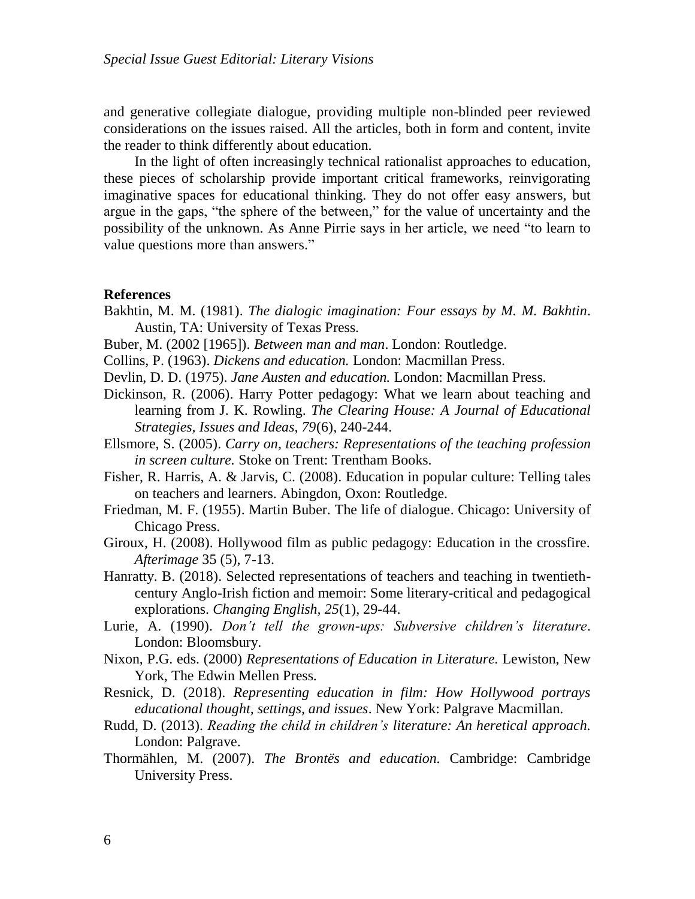and generative collegiate dialogue, providing multiple non-blinded peer reviewed considerations on the issues raised. All the articles, both in form and content, invite the reader to think differently about education.

In the light of often increasingly technical rationalist approaches to education, these pieces of scholarship provide important critical frameworks, reinvigorating imaginative spaces for educational thinking. They do not offer easy answers, but argue in the gaps, "the sphere of the between," for the value of uncertainty and the possibility of the unknown. As Anne Pirrie says in her article, we need "to learn to value questions more than answers."

**References**

Bakhtin, M. M. (1981). *The dialogic imagination: Four essays by M. M. Bakhtin*. Austin, TA: University of Texas Press.

Buber, M. (2002 [1965]). *Between man and man*. London: Routledge.

Collins, P. (1963). *Dickens and education.* London: Macmillan Press.

Devlin, D. D. (1975). *Jane Austen and education.* London: Macmillan Press.

Dickinson, R. (2006). Harry Potter pedagogy: What we learn about teaching and learning from J. K. Rowling. *The Clearing House: A Journal of Educational Strategies, Issues and Ideas, 79*(6), 240-244.

Ellsmore, S. (2005). *Carry on, teachers: Representations of the teaching profession in screen culture.* Stoke on Trent: Trentham Books.

Fisher, R. Harris, A. & Jarvis, C. (2008). Education in popular culture: Telling tales on teachers and learners. Abingdon, Oxon: Routledge.

Friedman, M. F. (1955). Martin Buber. The life of dialogue. Chicago: University of Chicago Press.

Giroux, H. (2008). Hollywood film as public pedagogy: Education in the crossfire. *Afterimage* 35 (5), 7-13.

Hanratty. B. (2018). Selected representations of teachers and teaching in twentieth-century Anglo-Irish fiction and memoir: Some literary-critical and pedagogical explorations. *Changing English, 25*(1), 29-44.

Lurie, A. (1990). *Don't tell the grown-ups: Subversive children's literature*. London: Bloomsbury.

Nixon, P.G. eds. (2000) *Representations of Education in Literature.* Lewiston, New York, The Edwin Mellen Press.

Resnick, D. (2018). *Representing education in film: How Hollywood portrays educational thought, settings, and issues*. New York: Palgrave Macmillan.

Rudd, D. (2013). *Reading the child in children's literature: An heretical approach.* London: Palgrave.

Thormählen, M. (2007). *The Brontës and education.* Cambridge: Cambridge University Press.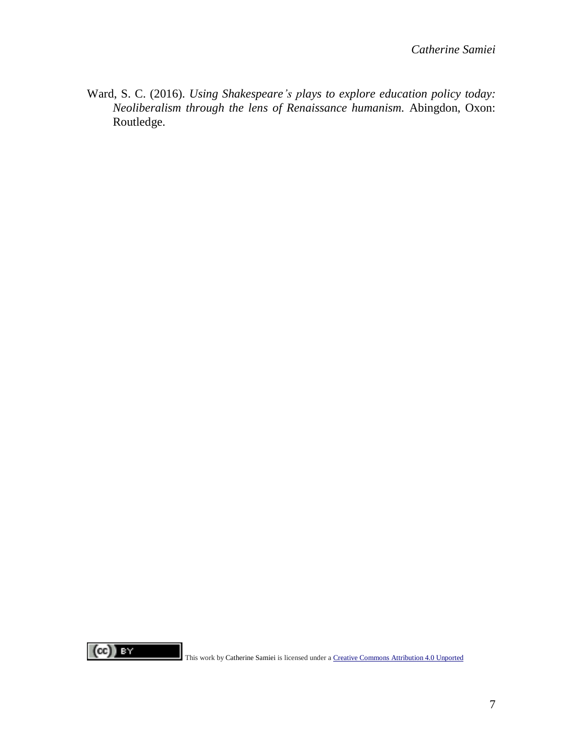Ward, S. C. (2016). *Using Shakespeare's plays to explore education policy today: Neoliberalism through the lens of Renaissance humanism.* Abingdon, Oxon: Routledge.

This work by Catherine Samiei is licensed under a [Creative Commons Attribution 4.0 Unported]